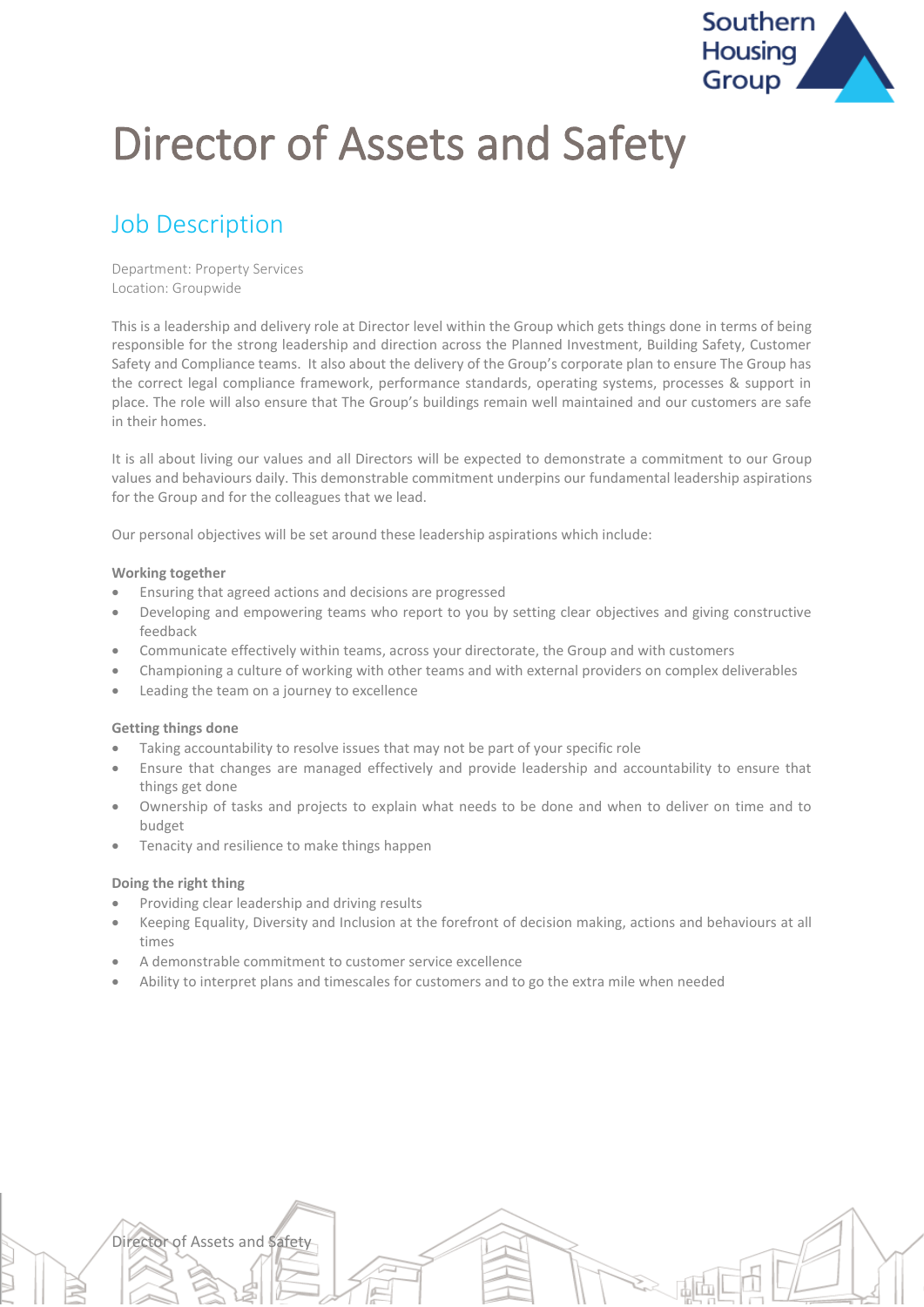# Director of Assets and Safety

## Job Description

Department: Property Services
Location: Groupwide

This is a leadership and delivery role at Director level within the Group which gets things done in terms of being responsible for the strong leadership and direction across the Planned Investment, Building Safety, Customer Safety and Compliance teams. It also about the delivery of the Group's corporate plan to ensure The Group has the correct legal compliance framework, performance standards, operating systems, processes & support in place. The role will also ensure that The Group's buildings remain well maintained and our customers are safe in their homes.

It is all about living our values and all Directors will be expected to demonstrate a commitment to our Group values and behaviours daily. This demonstrable commitment underpins our fundamental leadership aspirations for the Group and for the colleagues that we lead.

Our personal objectives will be set around these leadership aspirations which include:

**Working together**

- Ensuring that agreed actions and decisions are progressed
- Developing and empowering teams who report to you by setting clear objectives and giving constructive feedback
- Communicate effectively within teams, across your directorate, the Group and with customers
- Championing a culture of working with other teams and with external providers on complex deliverables
- Leading the team on a journey to excellence

**Getting things done**

- Taking accountability to resolve issues that may not be part of your specific role
- Ensure that changes are managed effectively and provide leadership and accountability to ensure that things get done
- Ownership of tasks and projects to explain what needs to be done and when to deliver on time and to budget
- Tenacity and resilience to make things happen

**Doing the right thing**

- Providing clear leadership and driving results
- Keeping Equality, Diversity and Inclusion at the forefront of decision making, actions and behaviours at all times
- A demonstrable commitment to customer service excellence
- Ability to interpret plans and timescales for customers and to go the extra mile when needed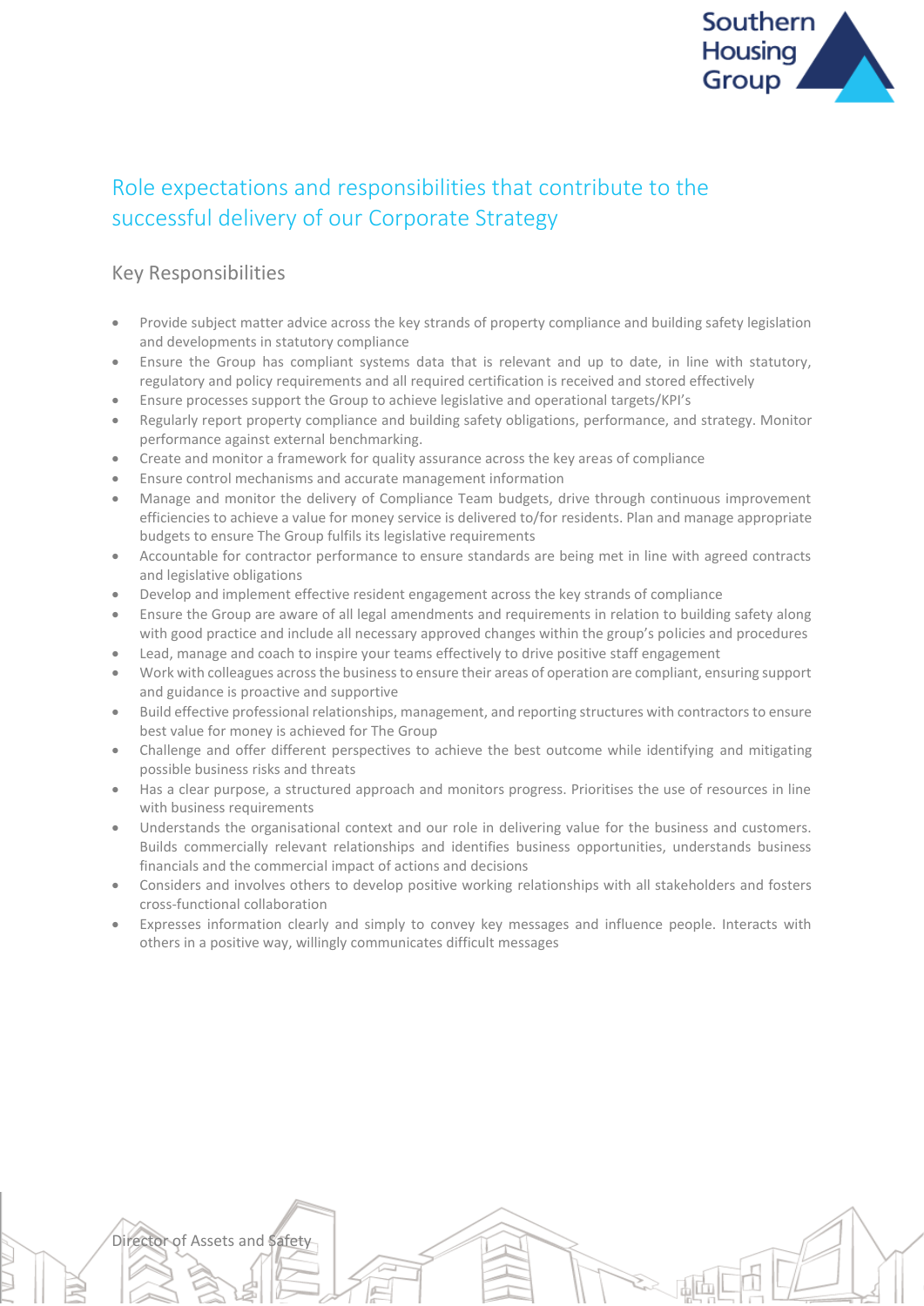## Role expectations and responsibilities that contribute to the successful delivery of our Corporate Strategy

### Key Responsibilities

- Provide subject matter advice across the key strands of property compliance and building safety legislation and developments in statutory compliance
- Ensure the Group has compliant systems data that is relevant and up to date, in line with statutory, regulatory and policy requirements and all required certification is received and stored effectively
- Ensure processes support the Group to achieve legislative and operational targets/KPI's
- Regularly report property compliance and building safety obligations, performance, and strategy. Monitor performance against external benchmarking.
- Create and monitor a framework for quality assurance across the key areas of compliance
- Ensure control mechanisms and accurate management information
- Manage and monitor the delivery of Compliance Team budgets, drive through continuous improvement efficiencies to achieve a value for money service is delivered to/for residents. Plan and manage appropriate budgets to ensure The Group fulfils its legislative requirements
- Accountable for contractor performance to ensure standards are being met in line with agreed contracts and legislative obligations
- Develop and implement effective resident engagement across the key strands of compliance
- Ensure the Group are aware of all legal amendments and requirements in relation to building safety along with good practice and include all necessary approved changes within the group's policies and procedures
- Lead, manage and coach to inspire your teams effectively to drive positive staff engagement
- Work with colleagues across the business to ensure their areas of operation are compliant, ensuring support and guidance is proactive and supportive
- Build effective professional relationships, management, and reporting structures with contractors to ensure best value for money is achieved for The Group
- Challenge and offer different perspectives to achieve the best outcome while identifying and mitigating possible business risks and threats
- Has a clear purpose, a structured approach and monitors progress. Prioritises the use of resources in line with business requirements
- Understands the organisational context and our role in delivering value for the business and customers. Builds commercially relevant relationships and identifies business opportunities, understands business financials and the commercial impact of actions and decisions
- Considers and involves others to develop positive working relationships with all stakeholders and fosters cross-functional collaboration
- Expresses information clearly and simply to convey key messages and influence people. Interacts with others in a positive way, willingly communicates difficult messages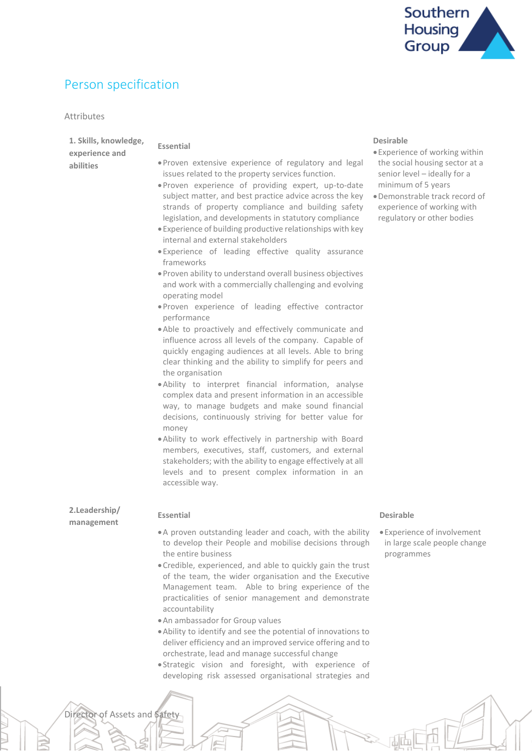## Person specification

### Attributes

**1. Skills, knowledge, experience and abilities**

**Essential**

- Proven extensive experience of regulatory and legal issues related to the property services function.
- Proven experience of providing expert, up-to-date subject matter, and best practice advice across the key strands of property compliance and building safety legislation, and developments in statutory compliance
- Experience of building productive relationships with key internal and external stakeholders
- Experience of leading effective quality assurance frameworks
- Proven ability to understand overall business objectives and work with a commercially challenging and evolving operating model
- Proven experience of leading effective contractor performance
- Able to proactively and effectively communicate and influence across all levels of the company. Capable of quickly engaging audiences at all levels. Able to bring clear thinking and the ability to simplify for peers and the organisation
- Ability to interpret financial information, analyse complex data and present information in an accessible way, to manage budgets and make sound financial decisions, continuously striving for better value for money
- Ability to work effectively in partnership with Board members, executives, staff, customers, and external stakeholders; with the ability to engage effectively at all levels and to present complex information in an accessible way.

**Desirable**

- Experience of working within the social housing sector at a senior level – ideally for a minimum of 5 years
- Demonstrable track record of experience of working with regulatory or other bodies

**2.Leadership/ management**

**Essential**

- A proven outstanding leader and coach, with the ability to develop their People and mobilise decisions through the entire business
- Credible, experienced, and able to quickly gain the trust of the team, the wider organisation and the Executive Management team. Able to bring experience of the practicalities of senior management and demonstrate accountability
- An ambassador for Group values
- Ability to identify and see the potential of innovations to deliver efficiency and an improved service offering and to orchestrate, lead and manage successful change
- Strategic vision and foresight, with experience of developing risk assessed organisational strategies and

**Desirable**

- Experience of involvement in large scale people change programmes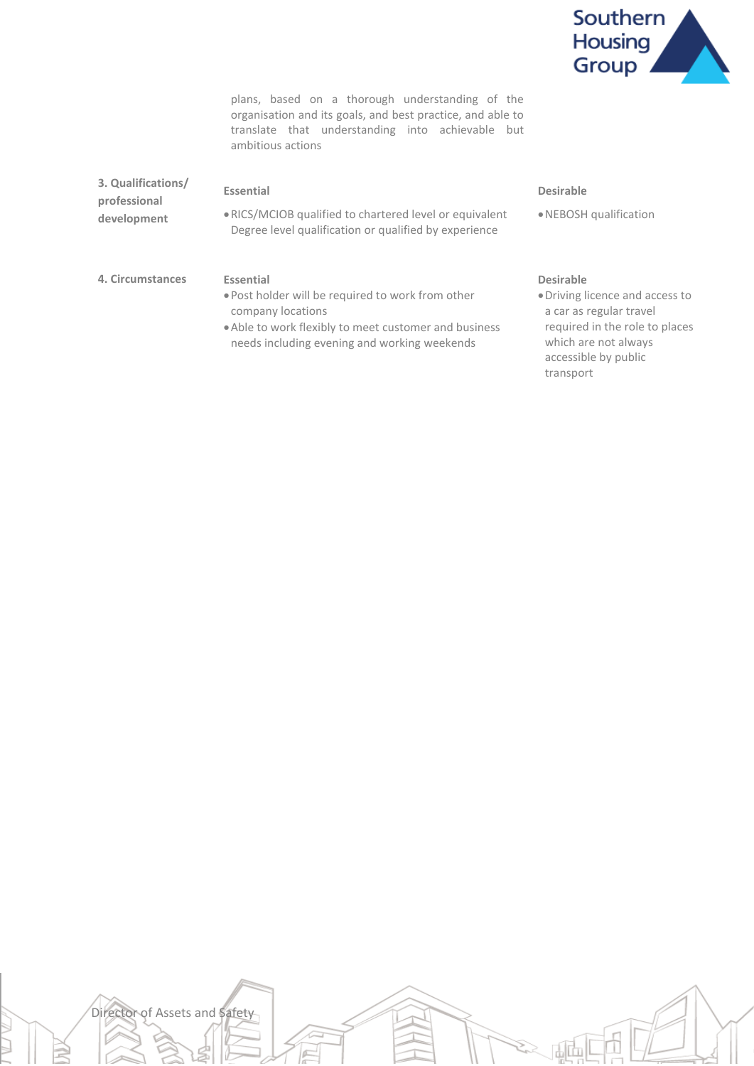plans, based on a thorough understanding of the organisation and its goals, and best practice, and able to translate that understanding into achievable but ambitious actions

| | | |
|---|---|---|
| **3. Qualifications/ professional development** | **Essential**<br>• RICS/MCIOB qualified to chartered level or equivalent Degree level qualification or qualified by experience | **Desirable**<br>• NEBOSH qualification |
| **4. Circumstances** | **Essential**<br>• Post holder will be required to work from other company locations<br>• Able to work flexibly to meet customer and business needs including evening and working weekends | **Desirable**<br>• Driving licence and access to a car as regular travel required in the role to places which are not always accessible by public transport |